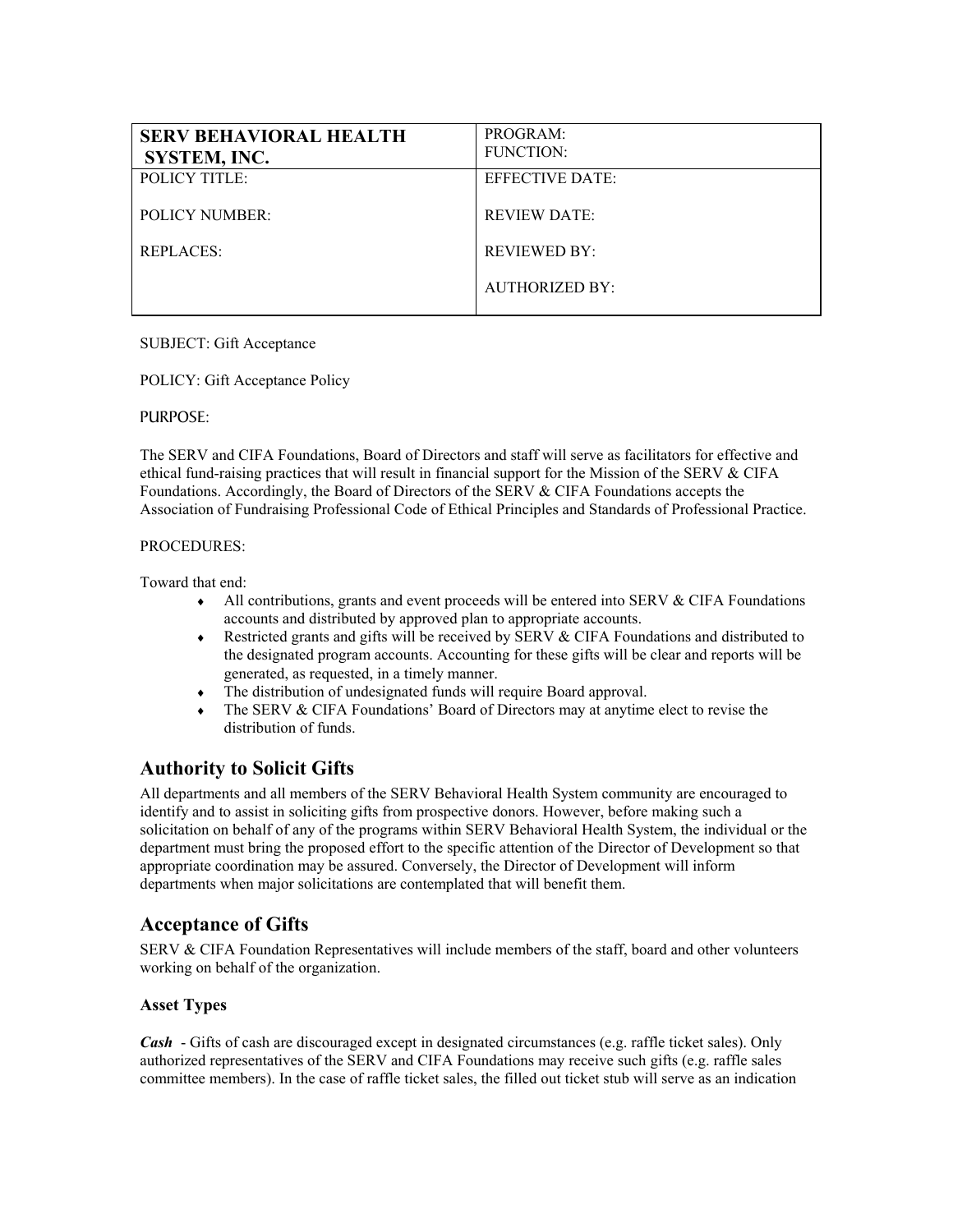| SERV BEHAVIORAL HEALTH SYSTEM, INC. | PROGRAM:<br>FUNCTION: |
|---|---|
| POLICY TITLE:<br><br>POLICY NUMBER:<br><br>REPLACES: | EFFECTIVE DATE:<br><br>REVIEW DATE:<br><br>REVIEWED BY:<br><br>AUTHORIZED BY: |

SUBJECT: Gift Acceptance

POLICY: Gift Acceptance Policy

PURPOSE:

The SERV and CIFA Foundations, Board of Directors and staff will serve as facilitators for effective and ethical fund-raising practices that will result in financial support for the Mission of the SERV & CIFA Foundations. Accordingly, the Board of Directors of the SERV & CIFA Foundations accepts the Association of Fundraising Professional Code of Ethical Principles and Standards of Professional Practice.

PROCEDURES:

Toward that end:

- All contributions, grants and event proceeds will be entered into SERV & CIFA Foundations accounts and distributed by approved plan to appropriate accounts.
- Restricted grants and gifts will be received by SERV & CIFA Foundations and distributed to the designated program accounts. Accounting for these gifts will be clear and reports will be generated, as requested, in a timely manner.
- The distribution of undesignated funds will require Board approval.
- The SERV & CIFA Foundations' Board of Directors may at anytime elect to revise the distribution of funds.

## Authority to Solicit Gifts

All departments and all members of the SERV Behavioral Health System community are encouraged to identify and to assist in soliciting gifts from prospective donors. However, before making such a solicitation on behalf of any of the programs within SERV Behavioral Health System, the individual or the department must bring the proposed effort to the specific attention of the Director of Development so that appropriate coordination may be assured. Conversely, the Director of Development will inform departments when major solicitations are contemplated that will benefit them.

## Acceptance of Gifts

SERV & CIFA Foundation Representatives will include members of the staff, board and other volunteers working on behalf of the organization.

### Asset Types

***Cash*** - Gifts of cash are discouraged except in designated circumstances (e.g. raffle ticket sales). Only authorized representatives of the SERV and CIFA Foundations may receive such gifts (e.g. raffle sales committee members). In the case of raffle ticket sales, the filled out ticket stub will serve as an indication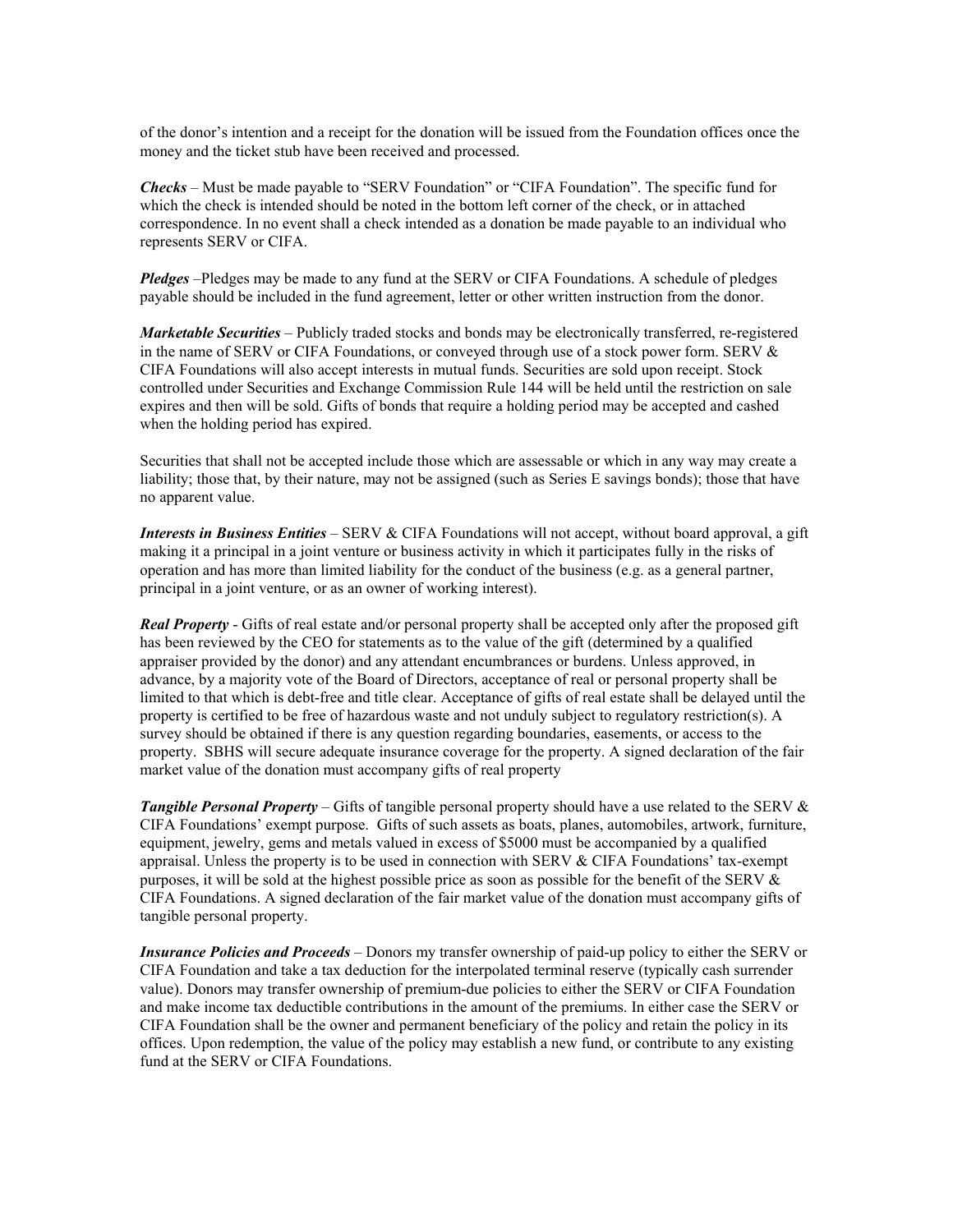of the donor's intention and a receipt for the donation will be issued from the Foundation offices once the money and the ticket stub have been received and processed.

***Checks*** – Must be made payable to "SERV Foundation" or "CIFA Foundation". The specific fund for which the check is intended should be noted in the bottom left corner of the check, or in attached correspondence. In no event shall a check intended as a donation be made payable to an individual who represents SERV or CIFA.

***Pledges*** –Pledges may be made to any fund at the SERV or CIFA Foundations. A schedule of pledges payable should be included in the fund agreement, letter or other written instruction from the donor.

***Marketable Securities*** – Publicly traded stocks and bonds may be electronically transferred, re-registered in the name of SERV or CIFA Foundations, or conveyed through use of a stock power form. SERV & CIFA Foundations will also accept interests in mutual funds. Securities are sold upon receipt. Stock controlled under Securities and Exchange Commission Rule 144 will be held until the restriction on sale expires and then will be sold. Gifts of bonds that require a holding period may be accepted and cashed when the holding period has expired.

Securities that shall not be accepted include those which are assessable or which in any way may create a liability; those that, by their nature, may not be assigned (such as Series E savings bonds); those that have no apparent value.

***Interests in Business Entities*** – SERV & CIFA Foundations will not accept, without board approval, a gift making it a principal in a joint venture or business activity in which it participates fully in the risks of operation and has more than limited liability for the conduct of the business (e.g. as a general partner, principal in a joint venture, or as an owner of working interest).

***Real Property*** - Gifts of real estate and/or personal property shall be accepted only after the proposed gift has been reviewed by the CEO for statements as to the value of the gift (determined by a qualified appraiser provided by the donor) and any attendant encumbrances or burdens. Unless approved, in advance, by a majority vote of the Board of Directors, acceptance of real or personal property shall be limited to that which is debt-free and title clear. Acceptance of gifts of real estate shall be delayed until the property is certified to be free of hazardous waste and not unduly subject to regulatory restriction(s). A survey should be obtained if there is any question regarding boundaries, easements, or access to the property. SBHS will secure adequate insurance coverage for the property. A signed declaration of the fair market value of the donation must accompany gifts of real property

***Tangible Personal Property*** – Gifts of tangible personal property should have a use related to the SERV & CIFA Foundations' exempt purpose. Gifts of such assets as boats, planes, automobiles, artwork, furniture, equipment, jewelry, gems and metals valued in excess of $5000 must be accompanied by a qualified appraisal. Unless the property is to be used in connection with SERV & CIFA Foundations' tax-exempt purposes, it will be sold at the highest possible price as soon as possible for the benefit of the SERV & CIFA Foundations. A signed declaration of the fair market value of the donation must accompany gifts of tangible personal property.

***Insurance Policies and Proceeds*** – Donors my transfer ownership of paid-up policy to either the SERV or CIFA Foundation and take a tax deduction for the interpolated terminal reserve (typically cash surrender value). Donors may transfer ownership of premium-due policies to either the SERV or CIFA Foundation and make income tax deductible contributions in the amount of the premiums. In either case the SERV or CIFA Foundation shall be the owner and permanent beneficiary of the policy and retain the policy in its offices. Upon redemption, the value of the policy may establish a new fund, or contribute to any existing fund at the SERV or CIFA Foundations.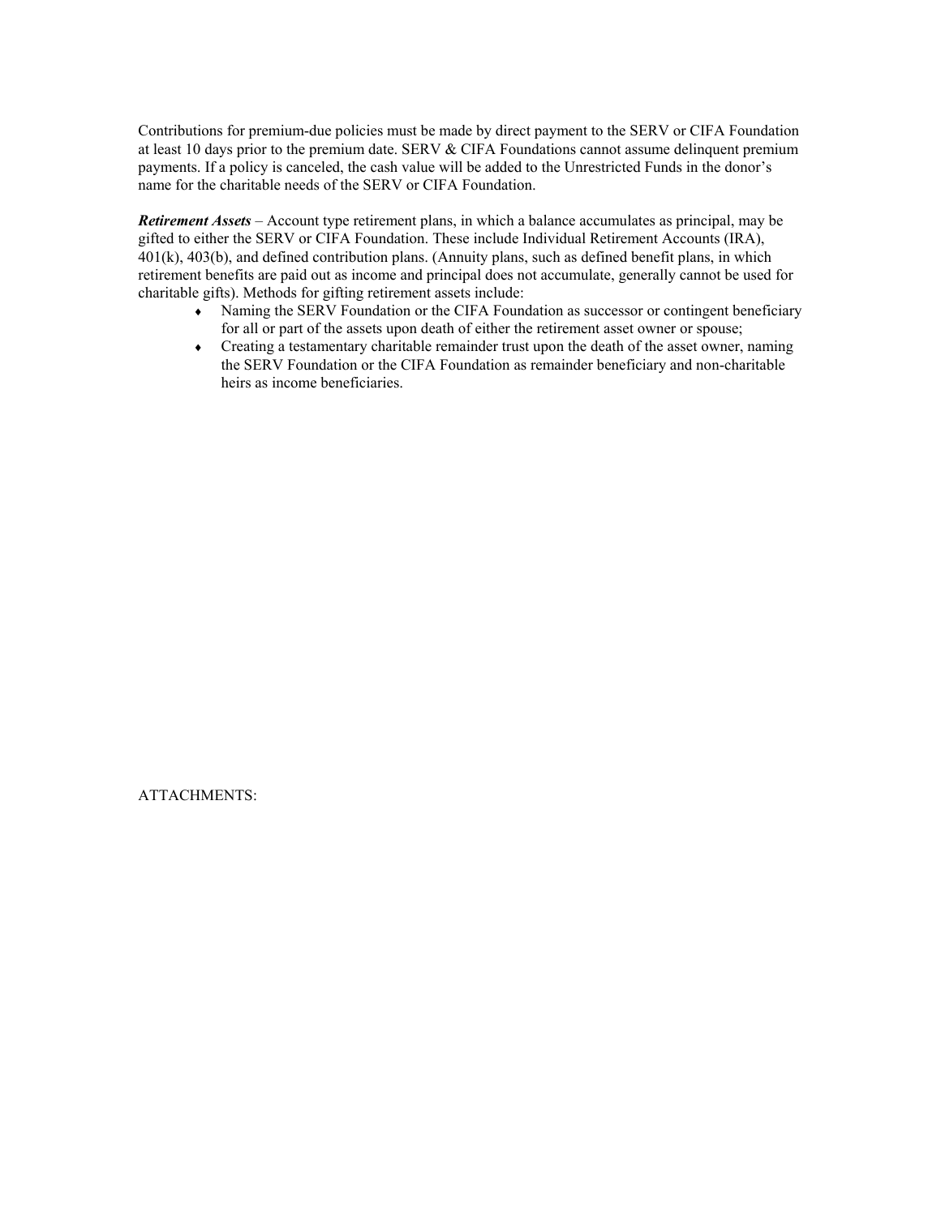Contributions for premium-due policies must be made by direct payment to the SERV or CIFA Foundation at least 10 days prior to the premium date. SERV & CIFA Foundations cannot assume delinquent premium payments. If a policy is canceled, the cash value will be added to the Unrestricted Funds in the donor's name for the charitable needs of the SERV or CIFA Foundation.

***Retirement Assets*** – Account type retirement plans, in which a balance accumulates as principal, may be gifted to either the SERV or CIFA Foundation. These include Individual Retirement Accounts (IRA), 401(k), 403(b), and defined contribution plans. (Annuity plans, such as defined benefit plans, in which retirement benefits are paid out as income and principal does not accumulate, generally cannot be used for charitable gifts). Methods for gifting retirement assets include:

- Naming the SERV Foundation or the CIFA Foundation as successor or contingent beneficiary for all or part of the assets upon death of either the retirement asset owner or spouse;
- Creating a testamentary charitable remainder trust upon the death of the asset owner, naming the SERV Foundation or the CIFA Foundation as remainder beneficiary and non-charitable heirs as income beneficiaries.

ATTACHMENTS: